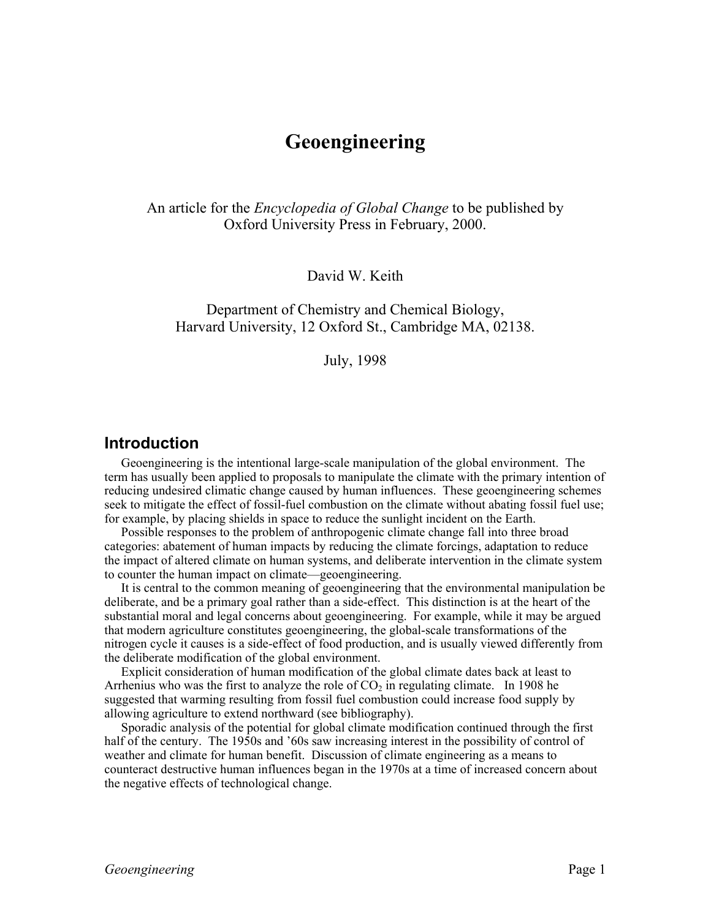# Geoengineering

An article for the *Encyclopedia of Global Change* to be published by Oxford University Press in February, 2000.

David W. Keith

Department of Chemistry and Chemical Biology,
Harvard University, 12 Oxford St., Cambridge MA, 02138.

July, 1998

## Introduction

Geoengineering is the intentional large-scale manipulation of the global environment. The term has usually been applied to proposals to manipulate the climate with the primary intention of reducing undesired climatic change caused by human influences. These geoengineering schemes seek to mitigate the effect of fossil-fuel combustion on the climate without abating fossil fuel use; for example, by placing shields in space to reduce the sunlight incident on the Earth.

Possible responses to the problem of anthropogenic climate change fall into three broad categories: abatement of human impacts by reducing the climate forcings, adaptation to reduce the impact of altered climate on human systems, and deliberate intervention in the climate system to counter the human impact on climate—geoengineering.

It is central to the common meaning of geoengineering that the environmental manipulation be deliberate, and be a primary goal rather than a side-effect. This distinction is at the heart of the substantial moral and legal concerns about geoengineering. For example, while it may be argued that modern agriculture constitutes geoengineering, the global-scale transformations of the nitrogen cycle it causes is a side-effect of food production, and is usually viewed differently from the deliberate modification of the global environment.

Explicit consideration of human modification of the global climate dates back at least to Arrhenius who was the first to analyze the role of $CO_2$ in regulating climate. In 1908 he suggested that warming resulting from fossil fuel combustion could increase food supply by allowing agriculture to extend northward (see bibliography).

Sporadic analysis of the potential for global climate modification continued through the first half of the century. The 1950s and '60s saw increasing interest in the possibility of control of weather and climate for human benefit. Discussion of climate engineering as a means to counteract destructive human influences began in the 1970s at a time of increased concern about the negative effects of technological change.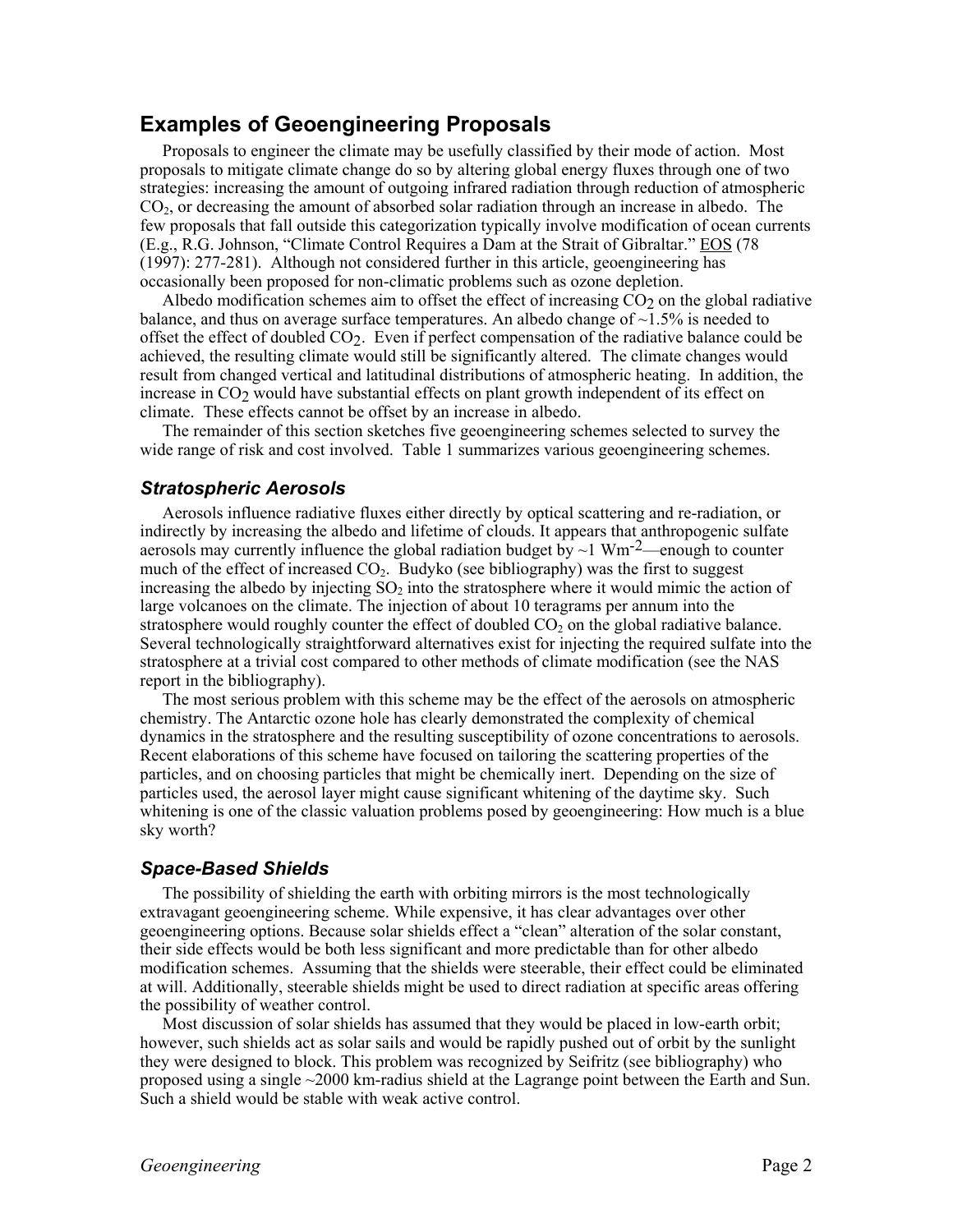## Examples of Geoengineering Proposals

Proposals to engineer the climate may be usefully classified by their mode of action. Most proposals to mitigate climate change do so by altering global energy fluxes through one of two strategies: increasing the amount of outgoing infrared radiation through reduction of atmospheric $CO_2$, or decreasing the amount of absorbed solar radiation through an increase in albedo. The few proposals that fall outside this categorization typically involve modification of ocean currents (E.g., R.G. Johnson, "Climate Control Requires a Dam at the Strait of Gibraltar." EOS (78 (1997): 277-281). Although not considered further in this article, geoengineering has occasionally been proposed for non-climatic problems such as ozone depletion.

Albedo modification schemes aim to offset the effect of increasing $CO_2$ on the global radiative balance, and thus on average surface temperatures. An albedo change of ~1.5% is needed to offset the effect of doubled $CO_2$. Even if perfect compensation of the radiative balance could be achieved, the resulting climate would still be significantly altered. The climate changes would result from changed vertical and latitudinal distributions of atmospheric heating. In addition, the increase in $CO_2$ would have substantial effects on plant growth independent of its effect on climate. These effects cannot be offset by an increase in albedo.

The remainder of this section sketches five geoengineering schemes selected to survey the wide range of risk and cost involved. Table 1 summarizes various geoengineering schemes.

### *Stratospheric Aerosols*

Aerosols influence radiative fluxes either directly by optical scattering and re-radiation, or indirectly by increasing the albedo and lifetime of clouds. It appears that anthropogenic sulfate aerosols may currently influence the global radiation budget by ~1 $Wm^{-2}$—enough to counter much of the effect of increased $CO_2$. Budyko (see bibliography) was the first to suggest increasing the albedo by injecting $SO_2$ into the stratosphere where it would mimic the action of large volcanoes on the climate. The injection of about 10 teragrams per annum into the stratosphere would roughly counter the effect of doubled $CO_2$ on the global radiative balance. Several technologically straightforward alternatives exist for injecting the required sulfate into the stratosphere at a trivial cost compared to other methods of climate modification (see the NAS report in the bibliography).

The most serious problem with this scheme may be the effect of the aerosols on atmospheric chemistry. The Antarctic ozone hole has clearly demonstrated the complexity of chemical dynamics in the stratosphere and the resulting susceptibility of ozone concentrations to aerosols. Recent elaborations of this scheme have focused on tailoring the scattering properties of the particles, and on choosing particles that might be chemically inert. Depending on the size of particles used, the aerosol layer might cause significant whitening of the daytime sky. Such whitening is one of the classic valuation problems posed by geoengineering: How much is a blue sky worth?

### *Space-Based Shields*

The possibility of shielding the earth with orbiting mirrors is the most technologically extravagant geoengineering scheme. While expensive, it has clear advantages over other geoengineering options. Because solar shields effect a "clean" alteration of the solar constant, their side effects would be both less significant and more predictable than for other albedo modification schemes. Assuming that the shields were steerable, their effect could be eliminated at will. Additionally, steerable shields might be used to direct radiation at specific areas offering the possibility of weather control.

Most discussion of solar shields has assumed that they would be placed in low-earth orbit; however, such shields act as solar sails and would be rapidly pushed out of orbit by the sunlight they were designed to block. This problem was recognized by Seifritz (see bibliography) who proposed using a single ~2000 km-radius shield at the Lagrange point between the Earth and Sun. Such a shield would be stable with weak active control.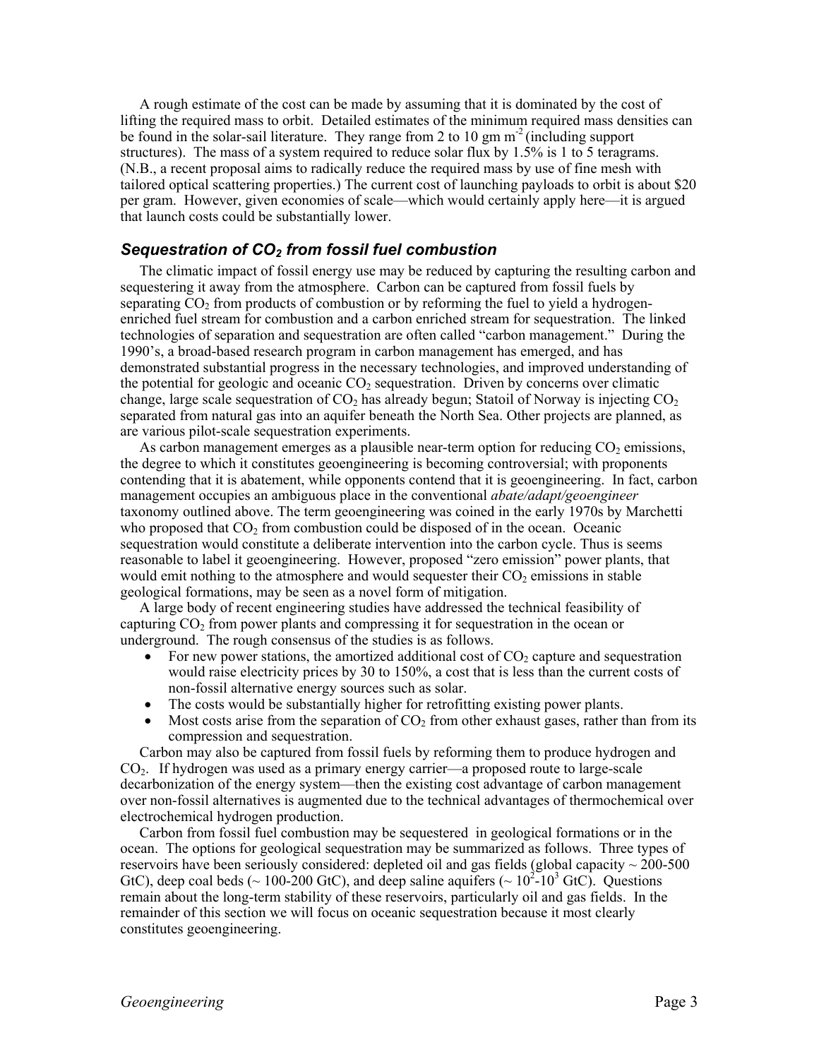A rough estimate of the cost can be made by assuming that it is dominated by the cost of lifting the required mass to orbit. Detailed estimates of the minimum required mass densities can be found in the solar-sail literature. They range from 2 to 10 gm $m^{-2}$ (including support structures). The mass of a system required to reduce solar flux by 1.5% is 1 to 5 teragrams. (N.B., a recent proposal aims to radically reduce the required mass by use of fine mesh with tailored optical scattering properties.) The current cost of launching payloads to orbit is about $20 per gram. However, given economies of scale—which would certainly apply here—it is argued that launch costs could be substantially lower.

### *Sequestration of $CO_2$ from fossil fuel combustion*

The climatic impact of fossil energy use may be reduced by capturing the resulting carbon and sequestering it away from the atmosphere. Carbon can be captured from fossil fuels by separating $CO_2$ from products of combustion or by reforming the fuel to yield a hydrogen-enriched fuel stream for combustion and a carbon enriched stream for sequestration. The linked technologies of separation and sequestration are often called "carbon management." During the 1990's, a broad-based research program in carbon management has emerged, and has demonstrated substantial progress in the necessary technologies, and improved understanding of the potential for geologic and oceanic $CO_2$ sequestration. Driven by concerns over climatic change, large scale sequestration of $CO_2$ has already begun; Statoil of Norway is injecting $CO_2$ separated from natural gas into an aquifer beneath the North Sea. Other projects are planned, as are various pilot-scale sequestration experiments.

As carbon management emerges as a plausible near-term option for reducing $CO_2$ emissions, the degree to which it constitutes geoengineering is becoming controversial; with proponents contending that it is abatement, while opponents contend that it is geoengineering. In fact, carbon management occupies an ambiguous place in the conventional *abate/adapt/geoengineer* taxonomy outlined above. The term geoengineering was coined in the early 1970s by Marchetti who proposed that $CO_2$ from combustion could be disposed of in the ocean. Oceanic sequestration would constitute a deliberate intervention into the carbon cycle. Thus is seems reasonable to label it geoengineering. However, proposed "zero emission" power plants, that would emit nothing to the atmosphere and would sequester their $CO_2$ emissions in stable geological formations, may be seen as a novel form of mitigation.

A large body of recent engineering studies have addressed the technical feasibility of capturing $CO_2$ from power plants and compressing it for sequestration in the ocean or underground. The rough consensus of the studies is as follows.

- For new power stations, the amortized additional cost of $CO_2$ capture and sequestration would raise electricity prices by 30 to 150%, a cost that is less than the current costs of non-fossil alternative energy sources such as solar.
- The costs would be substantially higher for retrofitting existing power plants.
- Most costs arise from the separation of $CO_2$ from other exhaust gases, rather than from its compression and sequestration.

Carbon may also be captured from fossil fuels by reforming them to produce hydrogen and $CO_2$. If hydrogen was used as a primary energy carrier—a proposed route to large-scale decarbonization of the energy system—then the existing cost advantage of carbon management over non-fossil alternatives is augmented due to the technical advantages of thermochemical over electrochemical hydrogen production.

Carbon from fossil fuel combustion may be sequestered in geological formations or in the ocean. The options for geological sequestration may be summarized as follows. Three types of reservoirs have been seriously considered: depleted oil and gas fields (global capacity ~ 200-500 GtC), deep coal beds (~ 100-200 GtC), and deep saline aquifers (~ $10^2$-$10^3$ GtC). Questions remain about the long-term stability of these reservoirs, particularly oil and gas fields. In the remainder of this section we will focus on oceanic sequestration because it most clearly constitutes geoengineering.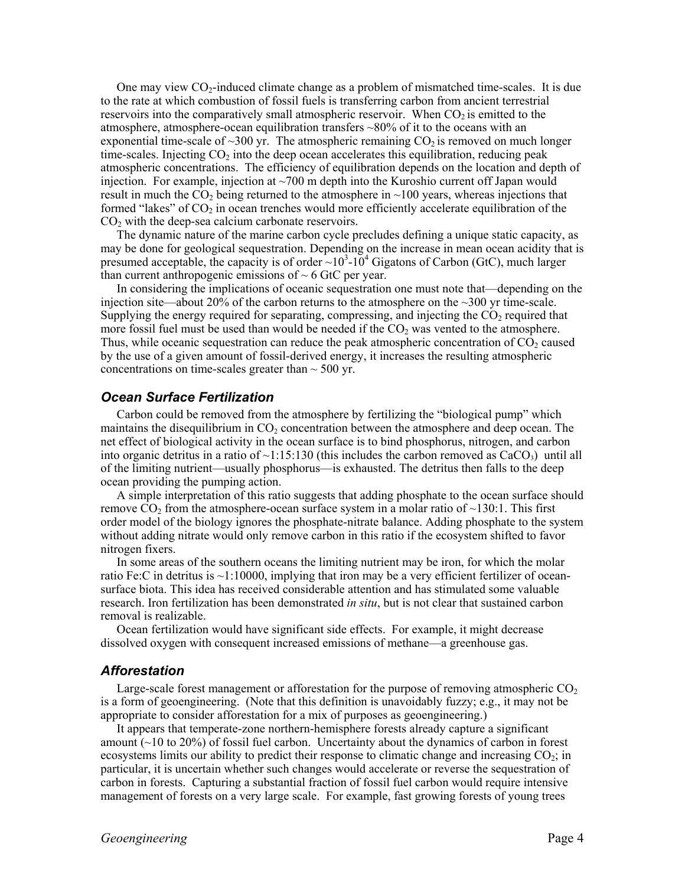One may view $CO_2$-induced climate change as a problem of mismatched time-scales. It is due to the rate at which combustion of fossil fuels is transferring carbon from ancient terrestrial reservoirs into the comparatively small atmospheric reservoir. When $CO_2$ is emitted to the atmosphere, atmosphere-ocean equilibration transfers ~80% of it to the oceans with an exponential time-scale of ~300 yr. The atmospheric remaining $CO_2$ is removed on much longer time-scales. Injecting $CO_2$ into the deep ocean accelerates this equilibration, reducing peak atmospheric concentrations. The efficiency of equilibration depends on the location and depth of injection. For example, injection at ~700 m depth into the Kuroshio current off Japan would result in much the $CO_2$ being returned to the atmosphere in ~100 years, whereas injections that formed "lakes" of $CO_2$ in ocean trenches would more efficiently accelerate equilibration of the $CO_2$ with the deep-sea calcium carbonate reservoirs.

The dynamic nature of the marine carbon cycle precludes defining a unique static capacity, as may be done for geological sequestration. Depending on the increase in mean ocean acidity that is presumed acceptable, the capacity is of order ~$10^3$-$10^4$ Gigatons of Carbon (GtC), much larger than current anthropogenic emissions of ~ 6 GtC per year.

In considering the implications of oceanic sequestration one must note that—depending on the injection site—about 20% of the carbon returns to the atmosphere on the ~300 yr time-scale. Supplying the energy required for separating, compressing, and injecting the $CO_2$ required that more fossil fuel must be used than would be needed if the $CO_2$ was vented to the atmosphere. Thus, while oceanic sequestration can reduce the peak atmospheric concentration of $CO_2$ caused by the use of a given amount of fossil-derived energy, it increases the resulting atmospheric concentrations on time-scales greater than ~ 500 yr.

### *Ocean Surface Fertilization*

Carbon could be removed from the atmosphere by fertilizing the "biological pump" which maintains the disequilibrium in $CO_2$ concentration between the atmosphere and deep ocean. The net effect of biological activity in the ocean surface is to bind phosphorus, nitrogen, and carbon into organic detritus in a ratio of ~1:15:130 (this includes the carbon removed as $CaCO_3$) until all of the limiting nutrient—usually phosphorus—is exhausted. The detritus then falls to the deep ocean providing the pumping action.

A simple interpretation of this ratio suggests that adding phosphate to the ocean surface should remove $CO_2$ from the atmosphere-ocean surface system in a molar ratio of ~130:1. This first order model of the biology ignores the phosphate-nitrate balance. Adding phosphate to the system without adding nitrate would only remove carbon in this ratio if the ecosystem shifted to favor nitrogen fixers.

In some areas of the southern oceans the limiting nutrient may be iron, for which the molar ratio Fe:C in detritus is ~1:10000, implying that iron may be a very efficient fertilizer of ocean-surface biota. This idea has received considerable attention and has stimulated some valuable research. Iron fertilization has been demonstrated *in situ*, but is not clear that sustained carbon removal is realizable.

Ocean fertilization would have significant side effects. For example, it might decrease dissolved oxygen with consequent increased emissions of methane—a greenhouse gas.

### *Afforestation*

Large-scale forest management or afforestation for the purpose of removing atmospheric $CO_2$ is a form of geoengineering. (Note that this definition is unavoidably fuzzy; e.g., it may not be appropriate to consider afforestation for a mix of purposes as geoengineering.)

It appears that temperate-zone northern-hemisphere forests already capture a significant amount (~10 to 20%) of fossil fuel carbon. Uncertainty about the dynamics of carbon in forest ecosystems limits our ability to predict their response to climatic change and increasing $CO_2$; in particular, it is uncertain whether such changes would accelerate or reverse the sequestration of carbon in forests. Capturing a substantial fraction of fossil fuel carbon would require intensive management of forests on a very large scale. For example, fast growing forests of young trees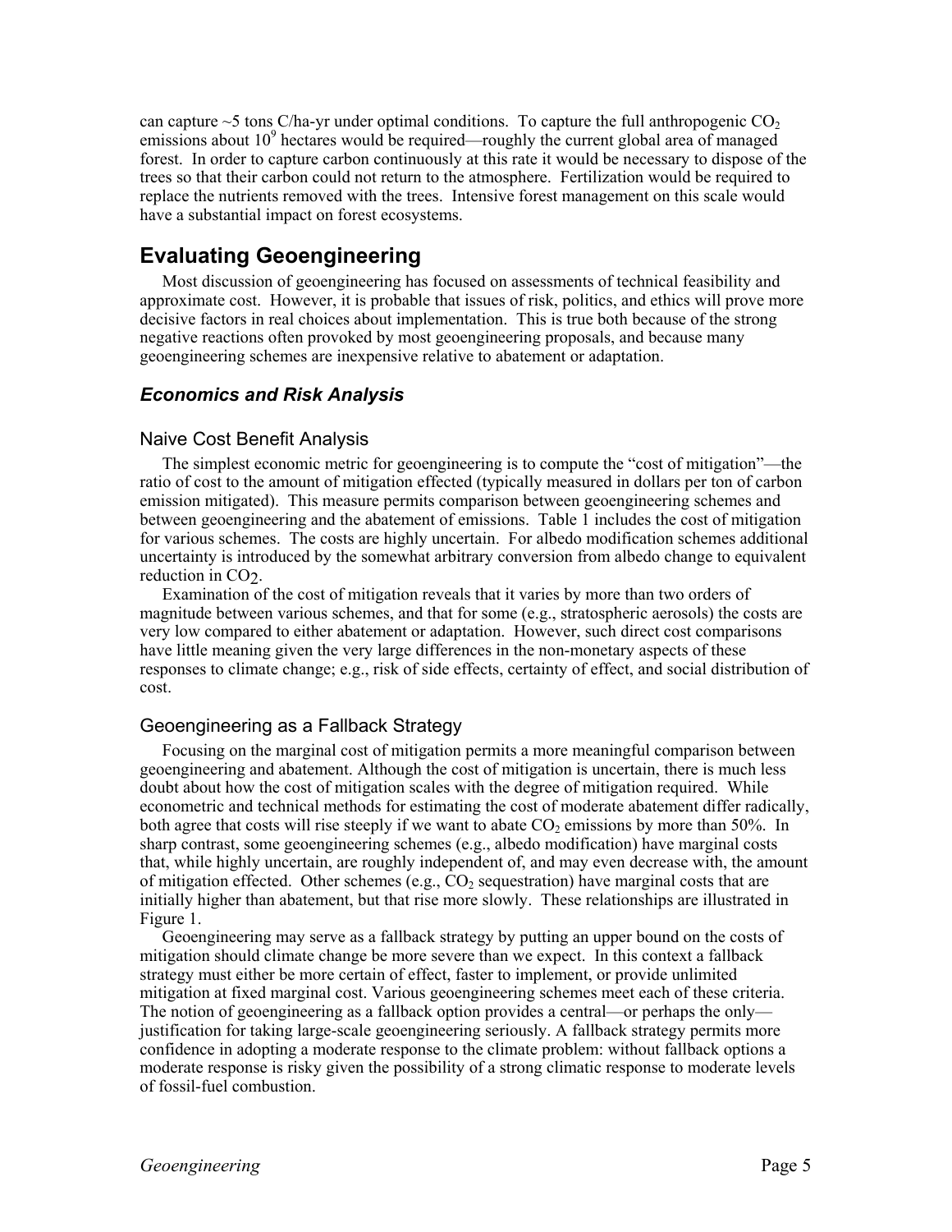can capture ~5 tons C/ha-yr under optimal conditions. To capture the full anthropogenic $CO_2$ emissions about $10^9$ hectares would be required—roughly the current global area of managed forest. In order to capture carbon continuously at this rate it would be necessary to dispose of the trees so that their carbon could not return to the atmosphere. Fertilization would be required to replace the nutrients removed with the trees. Intensive forest management on this scale would have a substantial impact on forest ecosystems.

# Evaluating Geoengineering

Most discussion of geoengineering has focused on assessments of technical feasibility and approximate cost. However, it is probable that issues of risk, politics, and ethics will prove more decisive factors in real choices about implementation. This is true both because of the strong negative reactions often provoked by most geoengineering proposals, and because many geoengineering schemes are inexpensive relative to abatement or adaptation.

## *Economics and Risk Analysis*

### Naive Cost Benefit Analysis

The simplest economic metric for geoengineering is to compute the "cost of mitigation"—the ratio of cost to the amount of mitigation effected (typically measured in dollars per ton of carbon emission mitigated). This measure permits comparison between geoengineering schemes and between geoengineering and the abatement of emissions. Table 1 includes the cost of mitigation for various schemes. The costs are highly uncertain. For albedo modification schemes additional uncertainty is introduced by the somewhat arbitrary conversion from albedo change to equivalent reduction in $CO_2$.

Examination of the cost of mitigation reveals that it varies by more than two orders of magnitude between various schemes, and that for some (e.g., stratospheric aerosols) the costs are very low compared to either abatement or adaptation. However, such direct cost comparisons have little meaning given the very large differences in the non-monetary aspects of these responses to climate change; e.g., risk of side effects, certainty of effect, and social distribution of cost.

### Geoengineering as a Fallback Strategy

Focusing on the marginal cost of mitigation permits a more meaningful comparison between geoengineering and abatement. Although the cost of mitigation is uncertain, there is much less doubt about how the cost of mitigation scales with the degree of mitigation required. While econometric and technical methods for estimating the cost of moderate abatement differ radically, both agree that costs will rise steeply if we want to abate $CO_2$ emissions by more than 50%. In sharp contrast, some geoengineering schemes (e.g., albedo modification) have marginal costs that, while highly uncertain, are roughly independent of, and may even decrease with, the amount of mitigation effected. Other schemes (e.g., $CO_2$ sequestration) have marginal costs that are initially higher than abatement, but that rise more slowly. These relationships are illustrated in Figure 1.

Geoengineering may serve as a fallback strategy by putting an upper bound on the costs of mitigation should climate change be more severe than we expect. In this context a fallback strategy must either be more certain of effect, faster to implement, or provide unlimited mitigation at fixed marginal cost. Various geoengineering schemes meet each of these criteria. The notion of geoengineering as a fallback option provides a central—or perhaps the only—justification for taking large-scale geoengineering seriously. A fallback strategy permits more confidence in adopting a moderate response to the climate problem: without fallback options a moderate response is risky given the possibility of a strong climatic response to moderate levels of fossil-fuel combustion.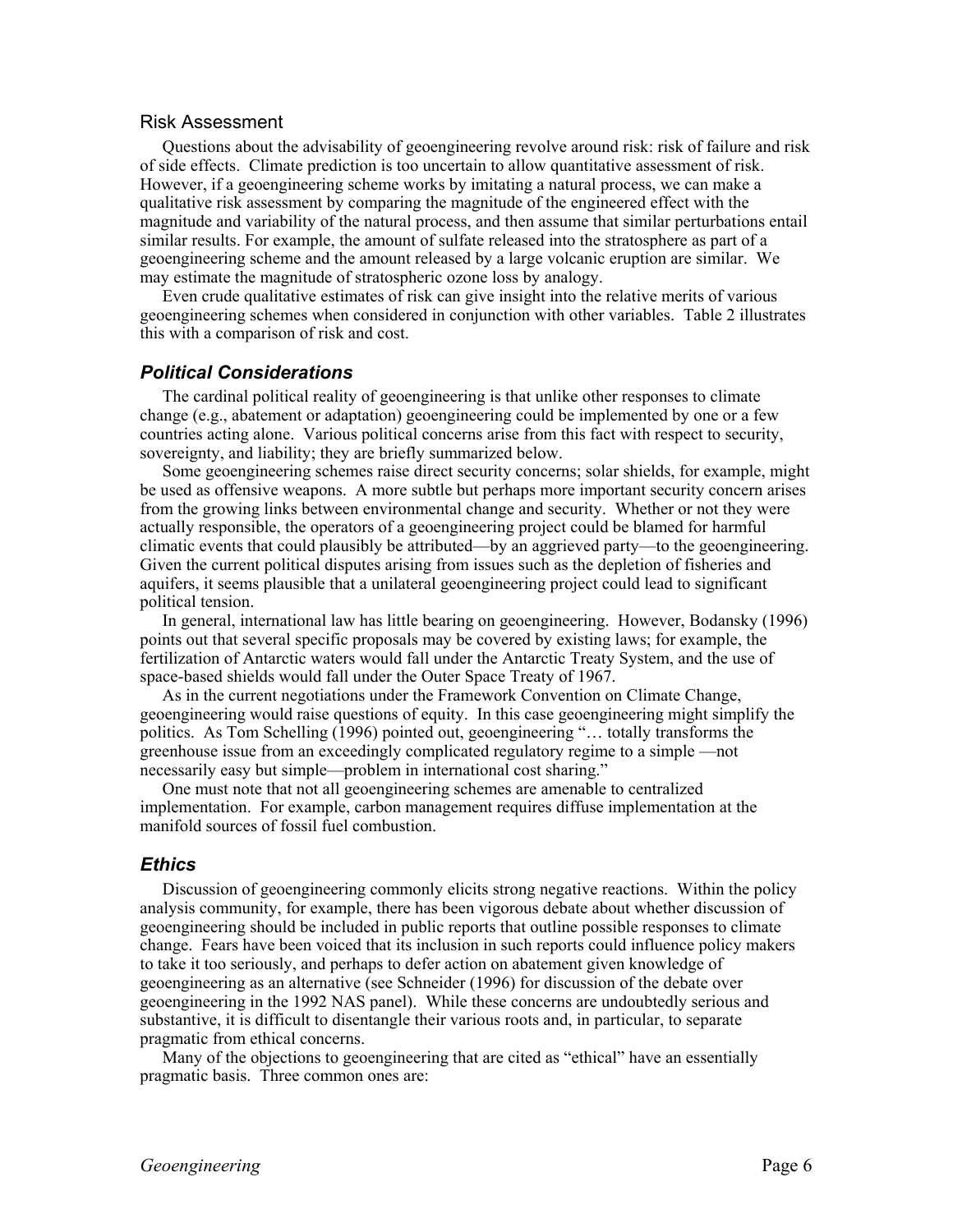### Risk Assessment

Questions about the advisability of geoengineering revolve around risk: risk of failure and risk of side effects. Climate prediction is too uncertain to allow quantitative assessment of risk. However, if a geoengineering scheme works by imitating a natural process, we can make a qualitative risk assessment by comparing the magnitude of the engineered effect with the magnitude and variability of the natural process, and then assume that similar perturbations entail similar results. For example, the amount of sulfate released into the stratosphere as part of a geoengineering scheme and the amount released by a large volcanic eruption are similar. We may estimate the magnitude of stratospheric ozone loss by analogy.

Even crude qualitative estimates of risk can give insight into the relative merits of various geoengineering schemes when considered in conjunction with other variables. Table 2 illustrates this with a comparison of risk and cost.

## *Political Considerations*

The cardinal political reality of geoengineering is that unlike other responses to climate change (e.g., abatement or adaptation) geoengineering could be implemented by one or a few countries acting alone. Various political concerns arise from this fact with respect to security, sovereignty, and liability; they are briefly summarized below.

Some geoengineering schemes raise direct security concerns; solar shields, for example, might be used as offensive weapons. A more subtle but perhaps more important security concern arises from the growing links between environmental change and security. Whether or not they were actually responsible, the operators of a geoengineering project could be blamed for harmful climatic events that could plausibly be attributed—by an aggrieved party—to the geoengineering. Given the current political disputes arising from issues such as the depletion of fisheries and aquifers, it seems plausible that a unilateral geoengineering project could lead to significant political tension.

In general, international law has little bearing on geoengineering. However, Bodansky (1996) points out that several specific proposals may be covered by existing laws; for example, the fertilization of Antarctic waters would fall under the Antarctic Treaty System, and the use of space-based shields would fall under the Outer Space Treaty of 1967.

As in the current negotiations under the Framework Convention on Climate Change, geoengineering would raise questions of equity. In this case geoengineering might simplify the politics. As Tom Schelling (1996) pointed out, geoengineering "… totally transforms the greenhouse issue from an exceedingly complicated regulatory regime to a simple —not necessarily easy but simple—problem in international cost sharing."

One must note that not all geoengineering schemes are amenable to centralized implementation. For example, carbon management requires diffuse implementation at the manifold sources of fossil fuel combustion.

## *Ethics*

Discussion of geoengineering commonly elicits strong negative reactions. Within the policy analysis community, for example, there has been vigorous debate about whether discussion of geoengineering should be included in public reports that outline possible responses to climate change. Fears have been voiced that its inclusion in such reports could influence policy makers to take it too seriously, and perhaps to defer action on abatement given knowledge of geoengineering as an alternative (see Schneider (1996) for discussion of the debate over geoengineering in the 1992 NAS panel). While these concerns are undoubtedly serious and substantive, it is difficult to disentangle their various roots and, in particular, to separate pragmatic from ethical concerns.

Many of the objections to geoengineering that are cited as "ethical" have an essentially pragmatic basis. Three common ones are: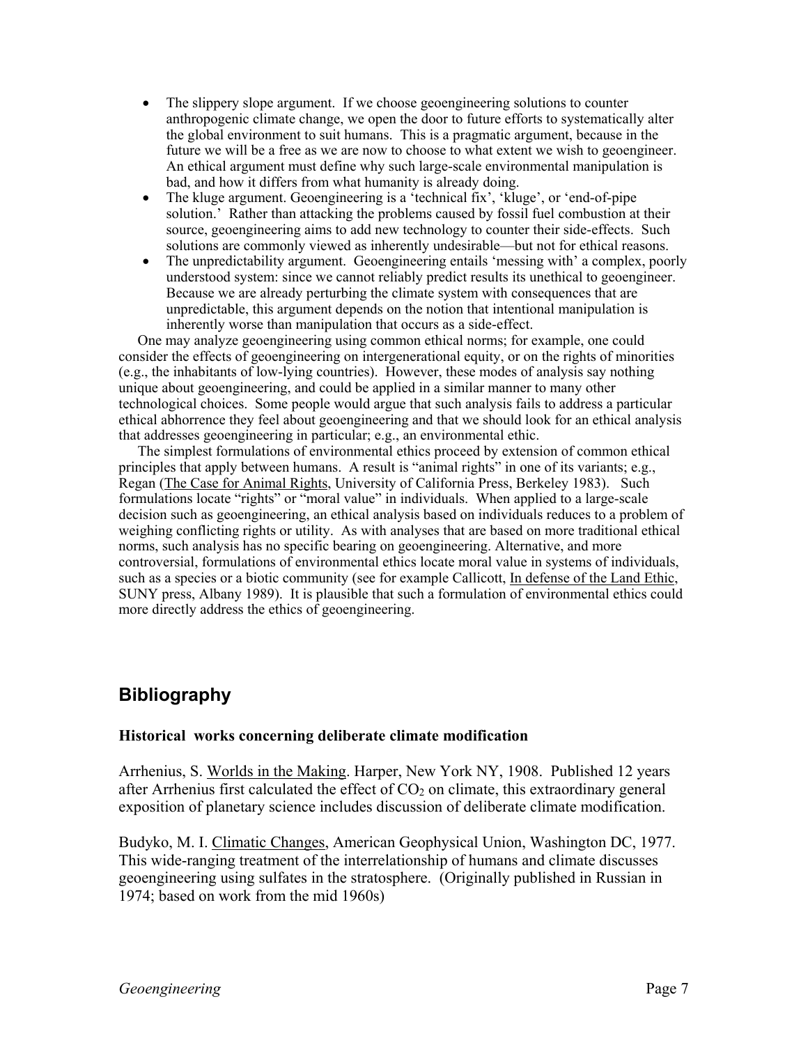- The slippery slope argument. If we choose geoengineering solutions to counter anthropogenic climate change, we open the door to future efforts to systematically alter the global environment to suit humans. This is a pragmatic argument, because in the future we will be a free as we are now to choose to what extent we wish to geoengineer. An ethical argument must define why such large-scale environmental manipulation is bad, and how it differs from what humanity is already doing.
- The kluge argument. Geoengineering is a 'technical fix', 'kluge', or 'end-of-pipe solution.' Rather than attacking the problems caused by fossil fuel combustion at their source, geoengineering aims to add new technology to counter their side-effects. Such solutions are commonly viewed as inherently undesirable—but not for ethical reasons.
- The unpredictability argument. Geoengineering entails 'messing with' a complex, poorly understood system: since we cannot reliably predict results its unethical to geoengineer. Because we are already perturbing the climate system with consequences that are unpredictable, this argument depends on the notion that intentional manipulation is inherently worse than manipulation that occurs as a side-effect.

One may analyze geoengineering using common ethical norms; for example, one could consider the effects of geoengineering on intergenerational equity, or on the rights of minorities (e.g., the inhabitants of low-lying countries). However, these modes of analysis say nothing unique about geoengineering, and could be applied in a similar manner to many other technological choices. Some people would argue that such analysis fails to address a particular ethical abhorrence they feel about geoengineering and that we should look for an ethical analysis that addresses geoengineering in particular; e.g., an environmental ethic.

The simplest formulations of environmental ethics proceed by extension of common ethical principles that apply between humans. A result is "animal rights" in one of its variants; e.g., Regan (The Case for Animal Rights, University of California Press, Berkeley 1983). Such formulations locate "rights" or "moral value" in individuals. When applied to a large-scale decision such as geoengineering, an ethical analysis based on individuals reduces to a problem of weighing conflicting rights or utility. As with analyses that are based on more traditional ethical norms, such analysis has no specific bearing on geoengineering. Alternative, and more controversial, formulations of environmental ethics locate moral value in systems of individuals, such as a species or a biotic community (see for example Callicott, In defense of the Land Ethic, SUNY press, Albany 1989). It is plausible that such a formulation of environmental ethics could more directly address the ethics of geoengineering.

## Bibliography

### Historical works concerning deliberate climate modification

Arrhenius, S. Worlds in the Making. Harper, New York NY, 1908. Published 12 years after Arrhenius first calculated the effect of $CO_2$ on climate, this extraordinary general exposition of planetary science includes discussion of deliberate climate modification.

Budyko, M. I. Climatic Changes, American Geophysical Union, Washington DC, 1977. This wide-ranging treatment of the interrelationship of humans and climate discusses geoengineering using sulfates in the stratosphere. (Originally published in Russian in 1974; based on work from the mid 1960s)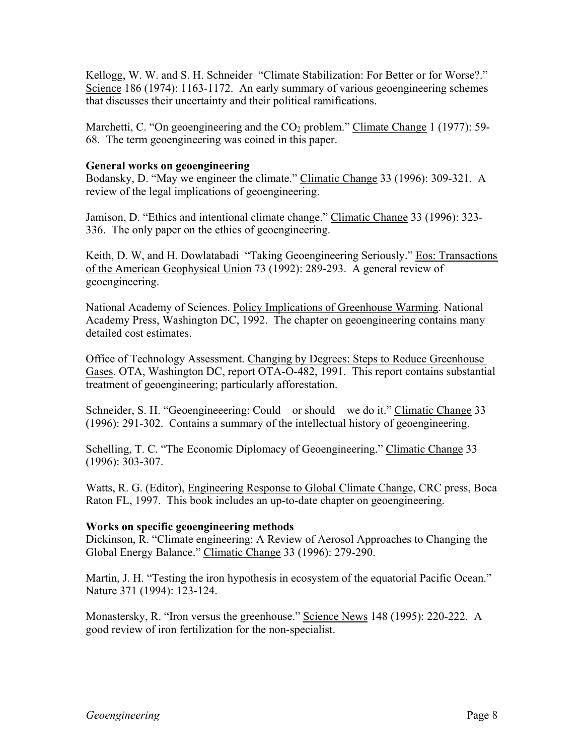Kellogg, W. W. and S. H. Schneider "Climate Stabilization: For Better or for Worse?." Science 186 (1974): 1163-1172. An early summary of various geoengineering schemes that discusses their uncertainty and their political ramifications.

Marchetti, C. "On geoengineering and the $CO_2$ problem." Climate Change 1 (1977): 59-68. The term geoengineering was coined in this paper.

**General works on geoengineering**

Bodansky, D. "May we engineer the climate." Climatic Change 33 (1996): 309-321. A review of the legal implications of geoengineering.

Jamison, D. "Ethics and intentional climate change." Climatic Change 33 (1996): 323-336. The only paper on the ethics of geoengineering.

Keith, D. W, and H. Dowlatabadi "Taking Geoengineering Seriously." Eos: Transactions of the American Geophysical Union 73 (1992): 289-293. A general review of geoengineering.

National Academy of Sciences. Policy Implications of Greenhouse Warming. National Academy Press, Washington DC, 1992. The chapter on geoengineering contains many detailed cost estimates.

Office of Technology Assessment. Changing by Degrees: Steps to Reduce Greenhouse Gases. OTA, Washington DC, report OTA-O-482, 1991. This report contains substantial treatment of geoengineering; particularly afforestation.

Schneider, S. H. "Geoengineeering: Could—or should—we do it." Climatic Change 33 (1996): 291-302. Contains a summary of the intellectual history of geoengineering.

Schelling, T. C. "The Economic Diplomacy of Geoengineering." Climatic Change 33 (1996): 303-307.

Watts, R. G. (Editor), Engineering Response to Global Climate Change, CRC press, Boca Raton FL, 1997. This book includes an up-to-date chapter on geoengineering.

**Works on specific geoengineering methods**

Dickinson, R. "Climate engineering: A Review of Aerosol Approaches to Changing the Global Energy Balance." Climatic Change 33 (1996): 279-290.

Martin, J. H. "Testing the iron hypothesis in ecosystem of the equatorial Pacific Ocean." Nature 371 (1994): 123-124.

Monastersky, R. "Iron versus the greenhouse." Science News 148 (1995): 220-222. A good review of iron fertilization for the non-specialist.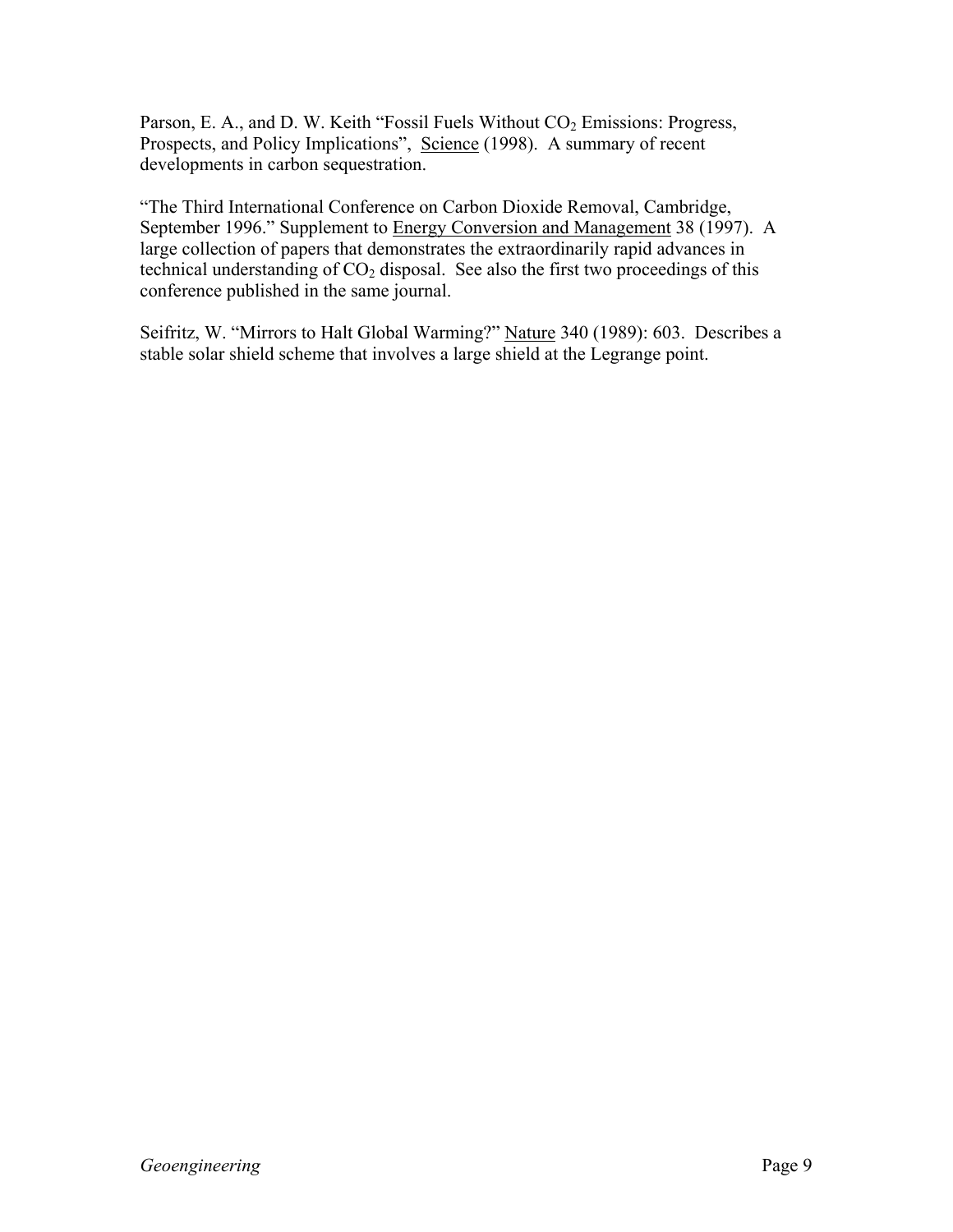Parson, E. A., and D. W. Keith "Fossil Fuels Without $CO_2$ Emissions: Progress, Prospects, and Policy Implications", Science (1998). A summary of recent developments in carbon sequestration.

"The Third International Conference on Carbon Dioxide Removal, Cambridge, September 1996." Supplement to Energy Conversion and Management 38 (1997). A large collection of papers that demonstrates the extraordinarily rapid advances in technical understanding of $CO_2$ disposal. See also the first two proceedings of this conference published in the same journal.

Seifritz, W. "Mirrors to Halt Global Warming?" Nature 340 (1989): 603. Describes a stable solar shield scheme that involves a large shield at the Legrange point.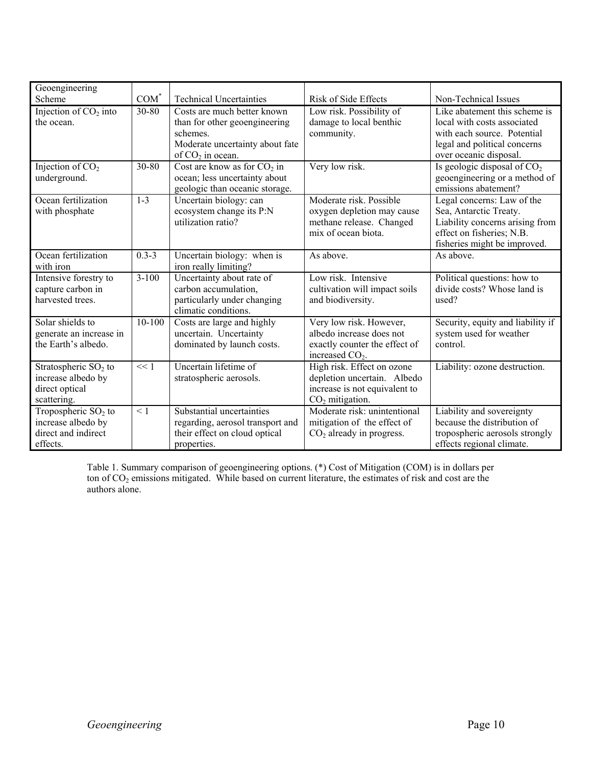| Geoengineering Scheme | COM* | Technical Uncertainties | Risk of Side Effects | Non-Technical Issues |
|---|---|---|---|---|
| Injection of $CO_2$ into the ocean. | 30-80 | Costs are much better known than for other geoengineering schemes. Moderate uncertainty about fate of $CO_2$ in ocean. | Low risk. Possibility of damage to local benthic community. | Like abatement this scheme is local with costs associated with each source. Potential legal and political concerns over oceanic disposal. |
| Injection of $CO_2$ underground. | 30-80 | Cost are know as for $CO_2$ in ocean; less uncertainty about geologic than oceanic storage. | Very low risk. | Is geologic disposal of $CO_2$ geoengineering or a method of emissions abatement? |
| Ocean fertilization with phosphate | 1-3 | Uncertain biology: can ecosystem change its P:N utilization ratio? | Moderate risk. Possible oxygen depletion may cause methane release. Changed mix of ocean biota. | Legal concerns: Law of the Sea, Antarctic Treaty. Liability concerns arising from effect on fisheries; N.B. fisheries might be improved. |
| Ocean fertilization with iron | 0.3-3 | Uncertain biology: when is iron really limiting? | As above. | As above. |
| Intensive forestry to capture carbon in harvested trees. | 3-100 | Uncertainty about rate of carbon accumulation, particularly under changing climatic conditions. | Low risk. Intensive cultivation will impact soils and biodiversity. | Political questions: how to divide costs? Whose land is used? |
| Solar shields to generate an increase in the Earth's albedo. | 10-100 | Costs are large and highly uncertain. Uncertainty dominated by launch costs. | Very low risk. However, albedo increase does not exactly counter the effect of increased $CO_2$. | Security, equity and liability if system used for weather control. |
| Stratospheric $SO_2$ to increase albedo by direct optical scattering. | << 1 | Uncertain lifetime of stratospheric aerosols. | High risk. Effect on ozone depletion uncertain. Albedo increase is not equivalent to $CO_2$ mitigation. | Liability: ozone destruction. |
| Tropospheric $SO_2$ to increase albedo by direct and indirect effects. | < 1 | Substantial uncertainties regarding, aerosol transport and their effect on cloud optical properties. | Moderate risk: unintentional mitigation of the effect of $CO_2$ already in progress. | Liability and sovereignty because the distribution of tropospheric aerosols strongly effects regional climate. |

Table 1. Summary comparison of geoengineering options. (*) Cost of Mitigation (COM) is in dollars per ton of $CO_2$ emissions mitigated. While based on current literature, the estimates of risk and cost are the authors alone.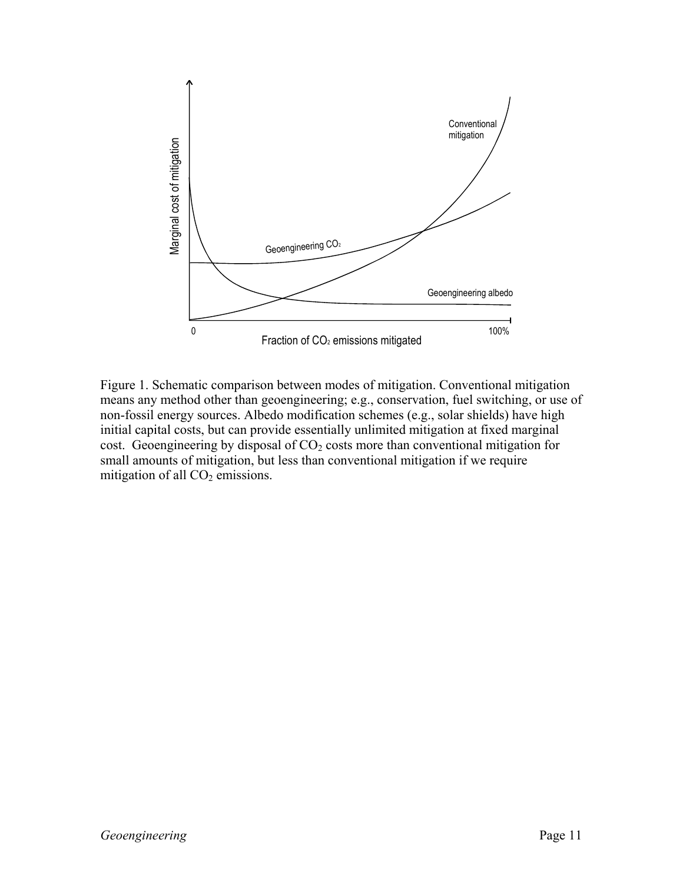Figure 1. Schematic comparison between modes of mitigation. Conventional mitigation means any method other than geoengineering; e.g., conservation, fuel switching, or use of non-fossil energy sources. Albedo modification schemes (e.g., solar shields) have high initial capital costs, but can provide essentially unlimited mitigation at fixed marginal cost. Geoengineering by disposal of $CO_2$ costs more than conventional mitigation for small amounts of mitigation, but less than conventional mitigation if we require mitigation of all $CO_2$ emissions.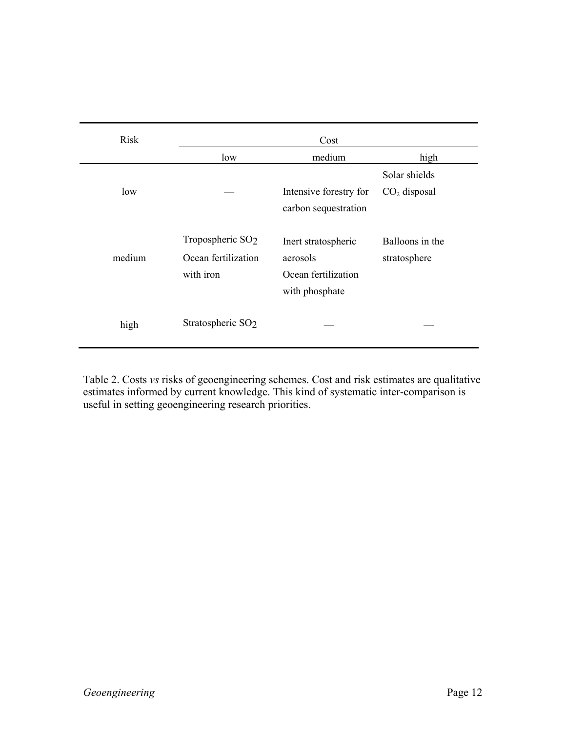| Risk | Cost | | |
|---|---|---|---|
| | low | medium | high |
| low | — | Intensive forestry for carbon sequestration | Solar shields<br>$CO_2$ disposal |
| medium | Tropospheric $SO_2$<br>Ocean fertilization with iron | Inert stratospheric aerosols<br>Ocean fertilization with phosphate | Balloons in the stratosphere |
| high | Stratospheric $SO_2$ | — | — |

Table 2. Costs *vs* risks of geoengineering schemes. Cost and risk estimates are qualitative estimates informed by current knowledge. This kind of systematic inter-comparison is useful in setting geoengineering research priorities.